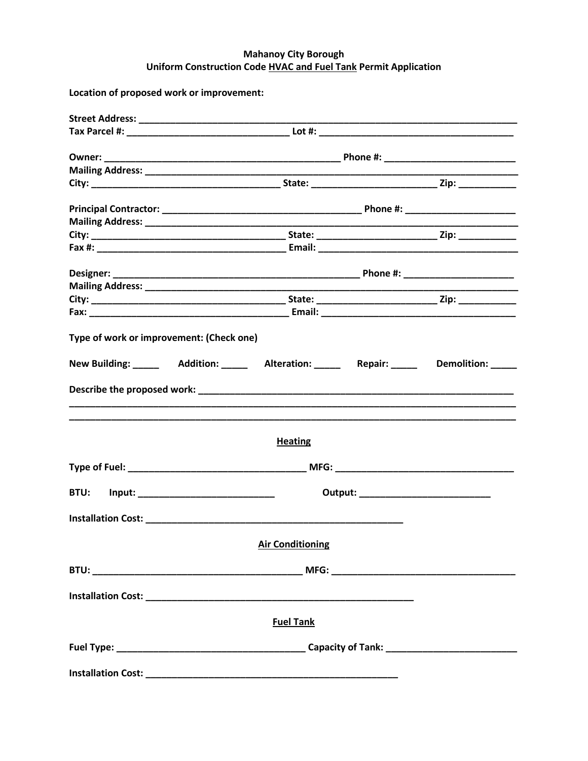**Mahanoy City Borough**
**Uniform Construction Code HVAC and Fuel Tank Permit Application**

**Location of proposed work or improvement:**

**Street Address:** ______________________________________________________________________
**Tax Parcel #:** ______________________________ **Lot #:** ____________________________________

**Owner:** ____________________________________________ **Phone #:** ________________________
**Mailing Address:** _____________________________________________________________________
**City:** ____________________________________ **State:** ________________________ **Zip:** ___________

**Principal Contractor:** ______________________________________ **Phone #:** _____________________
**Mailing Address:** _____________________________________________________________________
**City:** ______________________________________ **State:** ______________________ **Zip:** ___________
**Fax #:** ____________________________________ **Email:** _______________________________________

**Designer:** _______________________________________________ **Phone #:** _____________________
**Mailing Address:** _____________________________________________________________________
**City:** ______________________________________ **State:** ______________________ **Zip:** ___________
**Fax:** _______________________________________ **Email:** _____________________________________

**Type of work or improvement: (Check one)**

**New Building:** _____ **Addition:** _____ **Alteration:** _____ **Repair:** _____ **Demolition:** _____

**Describe the proposed work:** _____________________________________________________________
__________________________________________________________________________________________
__________________________________________________________________________________________

**Heating**

**Type of Fuel:** __________________________________ **MFG:** __________________________________

**BTU: Input:** __________________________ **Output:** _________________________

**Installation Cost:** __________________________________________________

**Air Conditioning**

**BTU:** _______________________________________ **MFG:** ___________________________________

**Installation Cost:** ____________________________________________________

**Fuel Tank**

**Fuel Type:** ___________________________________ **Capacity of Tank:** ________________________

**Installation Cost:** _________________________________________________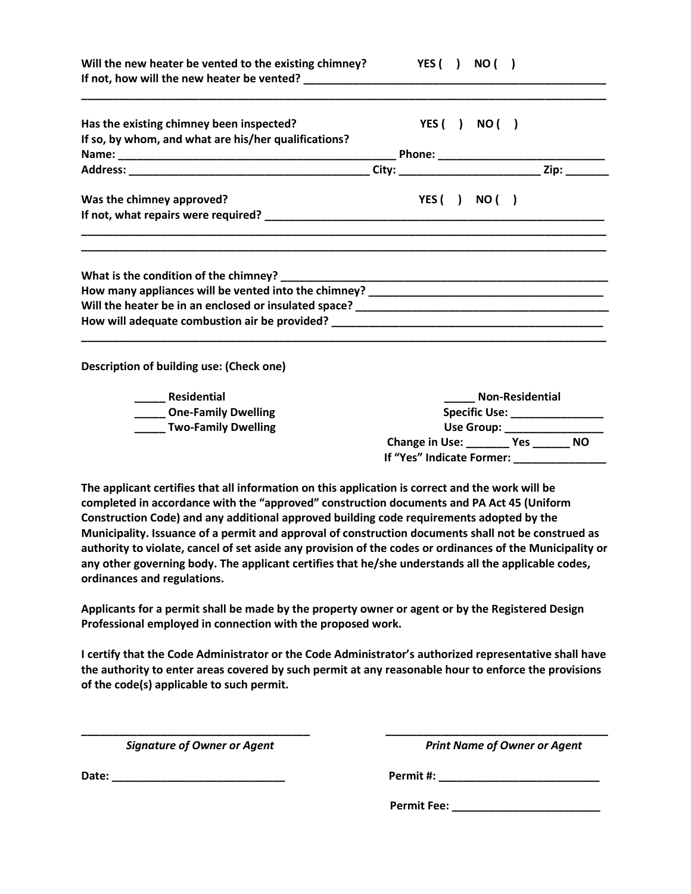**Will the new heater be vented to the existing chimney?** **YES ( ) NO ( )**
**If not, how will the new heater be vented?** ___________________________________________
_____________________________________________________________________________

**Has the existing chimney been inspected?** **YES ( ) NO ( )**
**If so, by whom, and what are his/her qualifications?**
**Name:** _______________________________________ **Phone:** _______________________
**Address:** ____________________________________ **City:** ____________________ **Zip:** _______

**Was the chimney approved?** **YES ( ) NO ( )**
**If not, what repairs were required?** ______________________________________________
_____________________________________________________________________________
_____________________________________________________________________________

**What is the condition of the chimney?** _____________________________________________
**How many appliances will be vented into the chimney?** _____________________________
**Will the heater be in an enclosed or insulated space?** _______________________________
**How will adequate combustion air be provided?** ___________________________________
_____________________________________________________________________________

**Description of building use: (Check one)**

**_____ Residential**
**_____ One-Family Dwelling**
**_____ Two-Family Dwelling**

**_____ Non-Residential**
**Specific Use:** _______________
**Use Group:** ________________
**Change in Use:** _______ **Yes** ______ **NO**
**If "Yes" Indicate Former:** _______________

**The applicant certifies that all information on this application is correct and the work will be completed in accordance with the "approved" construction documents and PA Act 45 (Uniform Construction Code) and any additional approved building code requirements adopted by the Municipality. Issuance of a permit and approval of construction documents shall not be construed as authority to violate, cancel of set aside any provision of the codes or ordinances of the Municipality or any other governing body. The applicant certifies that he/she understands all the applicable codes, ordinances and regulations.**

**Applicants for a permit shall be made by the property owner or agent or by the Registered Design Professional employed in connection with the proposed work.**

**I certify that the Code Administrator or the Code Administrator's authorized representative shall have the authority to enter areas covered by such permit at any reasonable hour to enforce the provisions of the code(s) applicable to such permit.**

_____________________________________
***Signature of Owner or Agent***

_____________________________________
***Print Name of Owner or Agent***

**Date:** ____________________________

**Permit #:** __________________________

**Permit Fee:** ________________________